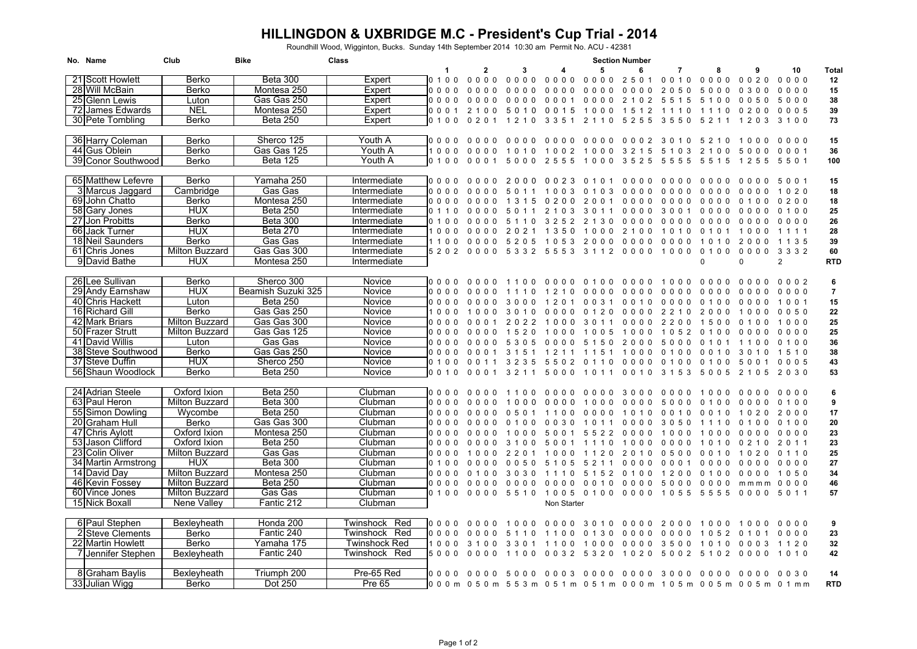# HILLINGDON & UXBRIDGE M.C - President's Cup Trial - 2014

Roundhill Wood, Wigginton, Bucks. Sunday 14th September 2014 10:30 am Permit No. ACU - 42381

| No. | Name | Club | Bike | Class | 1 | 2 | 3 | 4 | 5 | 6 | 7 | 8 | 9 | 10 | Total |
|---|---|---|---|---|---|---|---|---|---|---|---|---|---|---|---|
| 21 | Scott Howlett | Berko | Beta 300 | Expert | 0 1 0 0 | 0 0 0 0 | 0 0 0 0 | 0 0 0 0 | 0 0 0 0 | 2 5 0 1 | 0 0 1 0 | 0 0 0 0 | 0 0 2 0 | 0 0 0 0 | 12 |
| 28 | Will McBain | Berko | Montesa 250 | Expert | 0 0 0 0 | 0 0 0 0 | 0 0 0 0 | 0 0 0 0 | 0 0 0 0 | 0 0 0 0 | 2 0 5 0 | 5 0 0 0 | 0 3 0 0 | 0 0 0 0 | 15 |
| 25 | Glenn Lewis | Luton | Gas Gas 250 | Expert | 0 0 0 0 | 0 0 0 0 | 0 0 0 0 | 0 0 0 1 | 0 0 0 0 | 2 1 0 2 | 5 5 1 5 | 5 1 0 0 | 0 0 5 0 | 5 0 0 0 | 38 |
| 72 | James Edwards | NEL | Montesa 250 | Expert | 0 0 0 1 | 2 1 0 0 | 5 0 1 0 | 0 0 1 5 | 1 0 0 0 | 1 5 1 2 | 1 1 1 0 | 1 1 1 0 | 0 2 0 0 | 0 0 0 5 | 39 |
| 30 | Pete Tombling | Berko | Beta 250 | Expert | 0 1 0 0 | 0 2 0 1 | 1 2 1 0 | 3 3 5 1 | 2 1 1 0 | 5 2 5 5 | 3 5 5 0 | 5 2 1 1 | 1 2 0 3 | 3 1 0 0 | 73 |
| | | | | | | | | | | | | | | | |
| 36 | Harry Coleman | Berko | Sherco 125 | Youth A | 0 0 0 0 | 0 0 0 0 | 0 0 0 0 | 0 0 0 0 | 0 0 0 0 | 0 0 0 2 | 3 0 1 0 | 5 2 1 0 | 1 0 0 0 | 0 0 0 0 | 15 |
| 44 | Gus Oblein | Berko | Gas Gas 125 | Youth A | 1 0 0 0 | 0 0 0 0 | 1 0 1 0 | 1 0 0 2 | 1 0 0 0 | 3 2 1 5 | 5 1 0 3 | 2 1 0 0 | 5 0 0 0 | 0 0 0 1 | 36 |
| 39 | Conor Southwood | Berko | Beta 125 | Youth A | 0 1 0 0 | 0 0 0 1 | 5 0 0 0 | 2 5 5 5 | 1 0 0 0 | 3 5 2 5 | 5 5 5 5 | 5 5 1 5 | 1 2 5 5 | 5 5 0 1 | 100 |
| | | | | | | | | | | | | | | | |
| 65 | Matthew Lefevre | Berko | Yamaha 250 | Intermediate | 0 0 0 0 | 0 0 0 0 | 2 0 0 0 | 0 0 2 3 | 0 1 0 1 | 0 0 0 0 | 0 0 0 0 | 0 0 0 0 | 0 0 0 0 | 5 0 0 1 | 15 |
| 3 | Marcus Jaggard | Cambridge | Gas Gas | Intermediate | 0 0 0 0 | 0 0 0 0 | 5 0 1 1 | 1 0 0 3 | 0 1 0 3 | 0 0 0 0 | 0 0 0 0 | 0 0 0 0 | 0 0 0 0 | 1 0 2 0 | 18 |
| 69 | John Chatto | Berko | Montesa 250 | Intermediate | 0 0 0 0 | 0 0 0 0 | 1 3 1 5 | 0 2 0 0 | 2 0 0 1 | 0 0 0 0 | 0 0 0 0 | 0 0 0 0 | 0 1 0 0 | 0 2 0 0 | 18 |
| 58 | Gary Jones | HUX | Beta 250 | Intermediate | 0 1 1 0 | 0 0 0 0 | 5 0 1 1 | 2 1 0 3 | 3 0 1 1 | 0 0 0 0 | 3 0 0 1 | 0 0 0 0 | 0 0 0 0 | 0 1 0 0 | 25 |
| 27 | Jon Probitts | Berko | Beta 300 | Intermediate | 0 1 0 0 | 0 0 0 0 | 5 1 1 0 | 3 2 5 2 | 2 1 3 0 | 0 0 0 0 | 0 0 0 0 | 0 0 0 0 | 0 0 0 0 | 0 0 0 0 | 26 |
| 66 | Jack Turner | HUX | Beta 270 | Intermediate | 1 0 0 0 | 0 0 0 0 | 2 0 2 1 | 1 3 5 0 | 1 0 0 0 | 2 1 0 0 | 1 0 1 0 | 0 1 0 1 | 1 0 0 0 | 1 1 1 1 | 28 |
| 18 | Neil Saunders | Berko | Gas Gas | Intermediate | 1 1 0 0 | 0 0 0 0 | 5 2 0 5 | 1 0 5 3 | 2 0 0 0 | 0 0 0 0 | 0 0 0 0 | 1 0 1 0 | 2 0 0 0 | 1 1 3 5 | 39 |
| 61 | Chris Jones | Milton Buzzard | Gas Gas 300 | Intermediate | 5 2 0 2 | 0 0 0 0 | 5 3 3 2 | 5 5 5 3 | 3 1 1 2 | 0 0 0 0 | 1 0 0 0 | 0 1 0 0 | 0 0 0 0 | 3 3 3 2 | 60 |
| 9 | David Bathe | HUX | Montesa 250 | Intermediate | | | | | | | | 0 | 0 | 2 | RTD |
| | | | | | | | | | | | | | | | |
| 26 | Lee Sullivan | Berko | Sherco 300 | Novice | 0 0 0 0 | 0 0 0 0 | 1 1 0 0 | 0 0 0 0 | 0 1 0 0 | 0 0 0 0 | 1 0 0 0 | 0 0 0 0 | 0 0 0 0 | 0 0 0 2 | 6 |
| 29 | Andy Earnshaw | HUX | Beamish Suzuki 325 | Novice | 0 0 0 0 | 0 0 0 0 | 1 1 1 0 | 1 2 1 0 | 0 0 0 0 | 0 0 0 0 | 0 0 0 0 | 0 0 0 0 | 0 0 0 0 | 0 0 0 0 | 7 |
| 40 | Chris Hackett | Luton | Beta 250 | Novice | 0 0 0 0 | 0 0 0 0 | 3 0 0 0 | 1 2 0 1 | 0 0 3 1 | 0 0 1 0 | 0 0 0 0 | 0 1 0 0 | 0 0 0 0 | 1 0 0 1 | 15 |
| 16 | Richard Gill | Berko | Gas Gas 250 | Novice | 1 0 0 0 | 1 0 0 0 | 3 0 1 0 | 0 0 0 0 | 0 1 2 0 | 0 0 0 0 | 2 2 1 0 | 2 0 0 0 | 1 0 0 0 | 0 0 5 0 | 22 |
| 42 | Mark Briars | Milton Buzzard | Gas Gas 300 | Novice | 0 0 0 0 | 0 0 0 1 | 2 0 2 2 | 1 0 0 0 | 3 0 1 1 | 0 0 0 0 | 2 2 0 0 | 1 5 0 0 | 0 1 0 0 | 1 0 0 0 | 25 |
| 50 | Frazer Strutt | Milton Buzzard | Gas Gas 125 | Novice | 0 0 0 0 | 0 0 0 0 | 1 5 2 0 | 1 0 0 0 | 1 0 0 5 | 1 0 0 0 | 1 0 5 2 | 0 1 0 0 | 0 0 0 0 | 0 0 0 0 | 25 |
| 41 | David Willis | Luton | Gas Gas | Novice | 0 0 0 0 | 0 0 0 0 | 5 3 0 5 | 0 0 0 0 | 5 1 5 0 | 2 0 0 0 | 5 0 0 0 | 0 1 0 1 | 1 1 0 0 | 0 1 0 0 | 36 |
| 38 | Steve Southwood | Berko | Gas Gas 250 | Novice | 0 0 0 0 | 0 0 0 1 | 3 1 5 1 | 1 2 1 1 | 1 1 5 1 | 1 0 0 0 | 0 1 0 0 | 0 0 1 0 | 3 0 1 0 | 1 5 1 0 | 38 |
| 37 | Steve Duffin | HUX | Sherco 250 | Novice | 0 1 0 0 | 0 0 1 1 | 3 2 3 5 | 5 5 0 2 | 0 1 1 0 | 0 0 0 0 | 0 1 0 0 | 0 1 0 0 | 5 0 0 1 | 0 0 0 5 | 43 |
| 56 | Shaun Woodlock | Berko | Beta 250 | Novice | 0 0 1 0 | 0 0 0 1 | 3 2 1 1 | 5 0 0 0 | 1 0 1 1 | 0 0 1 0 | 3 1 5 3 | 5 0 0 5 | 2 1 0 5 | 2 0 3 0 | 53 |
| | | | | | | | | | | | | | | | |
| 24 | Adrian Steele | Oxford Ixion | Beta 250 | Clubman | 0 0 0 0 | 0 0 0 0 | 1 1 0 0 | 0 0 0 0 | 0 0 0 0 | 3 0 0 0 | 0 0 0 0 | 1 0 0 0 | 0 0 0 0 | 0 0 0 0 | 6 |
| 63 | Paul Heron | Milton Buzzard | Beta 300 | Clubman | 0 0 0 0 | 0 0 0 0 | 1 0 0 0 | 0 0 0 0 | 1 0 0 0 | 0 0 0 0 | 5 0 0 0 | 0 1 0 0 | 0 0 0 0 | 0 1 0 0 | 9 |
| 55 | Simon Dowling | Wycombe | Beta 250 | Clubman | 0 0 0 0 | 0 0 0 0 | 0 5 0 1 | 1 1 0 0 | 0 0 0 0 | 1 0 1 0 | 0 0 1 0 | 0 0 1 0 | 1 0 2 0 | 2 0 0 0 | 17 |
| 20 | Graham Hull | Berko | Gas Gas 300 | Clubman | 0 0 0 0 | 0 0 0 0 | 0 1 0 0 | 0 0 3 0 | 1 0 1 1 | 0 0 0 0 | 3 0 5 0 | 1 1 1 0 | 0 1 0 0 | 0 1 0 0 | 20 |
| 47 | Chris Aylott | Oxford Ixion | Montesa 250 | Clubman | 0 0 0 0 | 0 0 0 0 | 1 0 0 0 | 5 0 0 1 | 5 5 2 2 | 0 0 0 0 | 1 0 0 0 | 1 0 0 0 | 0 0 0 0 | 0 0 0 0 | 23 |
| 53 | Jason Clifford | Oxford Ixion | Beta 250 | Clubman | 0 0 0 0 | 0 0 0 0 | 3 1 0 0 | 5 0 0 1 | 1 1 1 0 | 1 0 0 0 | 0 0 0 0 | 1 0 1 0 | 0 2 1 0 | 2 0 1 1 | 23 |
| 23 | Colin Oliver | Milton Buzzard | Gas Gas | Clubman | 0 0 0 0 | 1 0 0 0 | 2 2 0 1 | 1 0 0 0 | 1 1 2 0 | 2 0 1 0 | 0 5 0 0 | 0 0 1 0 | 1 0 2 0 | 0 1 1 0 | 25 |
| 34 | Martin Armstrong | HUX | Beta 300 | Clubman | 0 1 0 0 | 0 0 0 0 | 0 0 5 0 | 5 1 0 5 | 5 2 1 1 | 0 0 0 0 | 0 0 0 1 | 0 0 0 0 | 0 0 0 0 | 0 0 0 0 | 27 |
| 14 | David Day | Milton Buzzard | Montesa 250 | Clubman | 0 0 0 0 | 0 1 0 0 | 3 0 3 0 | 1 1 1 0 | 5 1 5 2 | 0 1 0 0 | 1 2 0 0 | 0 1 0 0 | 0 0 0 0 | 1 0 5 0 | 34 |
| 46 | Kevin Fossey | Milton Buzzard | Beta 250 | Clubman | 0 0 0 0 | 0 0 0 0 | 0 0 0 0 | 0 0 0 0 | 0 0 1 0 | 0 0 0 0 | 5 0 0 0 | 0 0 0 0 | m m m m | 0 0 0 0 | 46 |
| 60 | Vince Jones | Milton Buzzard | Gas Gas | Clubman | 0 1 0 0 | 0 0 0 0 | 5 5 1 0 | 1 0 0 5 | 0 1 0 0 | 0 0 0 0 | 1 0 5 5 | 5 5 5 5 | 0 0 0 0 | 5 0 1 1 | 57 |
| 15 | Nick Boxall | Nene Valley | Fantic 212 | Clubman | | | | Non Starter | | | | | | | |
| | | | | | | | | | | | | | | | |
| 6 | Paul Stephen | Bexleyheath | Honda 200 | Twinshock Red | 0 0 0 0 | 0 0 0 0 | 1 0 0 0 | 0 0 0 0 | 3 0 1 0 | 0 0 0 0 | 2 0 0 0 | 1 0 0 0 | 1 0 0 0 | 0 0 0 0 | 9 |
| 2 | Steve Clements | Berko | Fantic 240 | Twinshock Red | 0 0 0 0 | 0 0 0 0 | 5 1 1 0 | 1 1 0 0 | 0 1 3 0 | 0 0 0 0 | 0 0 0 0 | 1 0 5 2 | 0 1 0 1 | 0 0 0 0 | 23 |
| 22 | Martin Howlett | Berko | Yamaha 175 | Twinshock Red | 1 0 0 0 | 3 1 0 0 | 3 3 0 1 | 1 1 0 0 | 1 0 0 0 | 0 0 0 0 | 3 5 0 0 | 1 0 1 0 | 0 0 0 3 | 1 1 2 0 | 32 |
| 7 | Jennifer Stephen | Bexleyheath | Fantic 240 | Twinshock Red | 5 0 0 0 | 0 0 0 0 | 1 1 0 0 | 0 0 3 2 | 5 3 2 0 | 1 0 2 0 | 5 0 0 2 | 5 1 0 2 | 0 0 0 0 | 1 0 1 0 | 42 |
| | | | | | | | | | | | | | | | |
| 8 | Graham Baylis | Bexleyheath | Triumph 200 | Pre-65 Red | 0 0 0 0 | 0 0 0 0 | 5 0 0 0 | 0 0 0 3 | 0 0 0 0 | 0 0 0 0 | 3 0 0 0 | 0 0 0 0 | 0 0 0 0 | 0 0 3 0 | 14 |
| 33 | Julian Wigg | Berko | Dot 250 | Pre 65 | 0 0 0 m | 0 5 0 m | 5 5 3 m | 0 5 1 m | 0 5 1 m | 0 0 0 m | 1 0 5 m | 0 0 5 m | 0 0 5 m | 0 1 m m | RTD |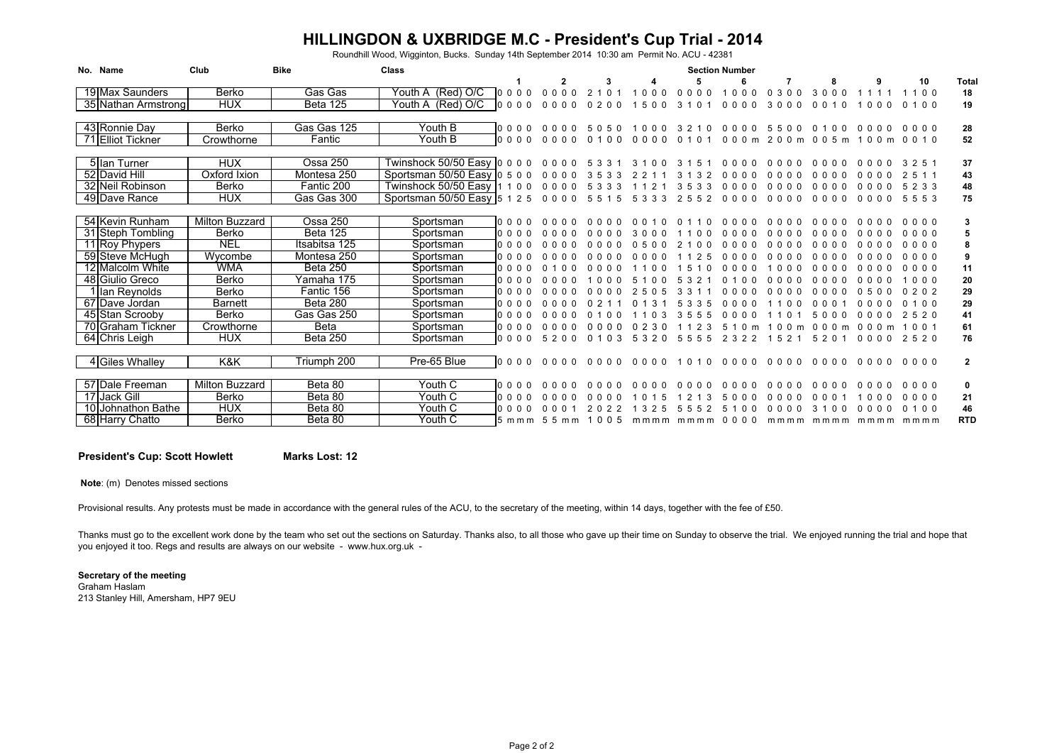# HILLINGDON & UXBRIDGE M.C - President's Cup Trial - 2014

Roundhill Wood, Wigginton, Bucks. Sunday 14th September 2014 10:30 am Permit No. ACU - 42381

| No. | Name | Club | Bike | Class | 1 | 2 | 3 | 4 | 5 | 6 | 7 | 8 | 9 | 10 | Total |
|---|---|---|---|---|---|---|---|---|---|---|---|---|---|---|---|
| 19 | Max Saunders | Berko | Gas Gas | Youth A (Red) O/C | 0 0 0 0 | 0 0 0 0 | 2 1 0 1 | 1 0 0 0 | 0 0 0 0 | 1 0 0 0 | 0 3 0 0 | 3 0 0 0 | 1 1 1 1 | 1 1 0 0 | 18 |
| 35 | Nathan Armstrong | HUX | Beta 125 | Youth A (Red) O/C | 0 0 0 0 | 0 0 0 0 | 0 2 0 0 | 1 5 0 0 | 3 1 0 1 | 0 0 0 0 | 3 0 0 0 | 0 0 1 0 | 1 0 0 0 | 0 1 0 0 | 19 |
| 43 | Ronnie Day | Berko | Gas Gas 125 | Youth B | 0 0 0 0 | 0 0 0 0 | 5 0 5 0 | 1 0 0 0 | 3 2 1 0 | 0 0 0 0 | 5 5 0 0 | 0 1 0 0 | 0 0 0 0 | 0 0 0 0 | 28 |
| 71 | Elliot Tickner | Crowthorne | Fantic | Youth B | 0 0 0 0 | 0 0 0 0 | 0 1 0 0 | 0 0 0 0 | 0 1 0 1 | 0 0 0 m | 2 0 0 m | 0 0 5 m | 1 0 0 m | 0 0 1 0 | 52 |
| 5 | Ian Turner | HUX | Ossa 250 | Twinshock 50/50 Easy | 0 0 0 0 | 0 0 0 0 | 5 3 3 1 | 3 1 0 0 | 3 1 5 1 | 0 0 0 0 | 0 0 0 0 | 0 0 0 0 | 0 0 0 0 | 3 2 5 1 | 37 |
| 52 | David Hill | Oxford Ixion | Montesa 250 | Sportsman 50/50 Easy | 0 5 0 0 | 0 0 0 0 | 3 5 3 3 | 2 2 1 1 | 3 1 3 2 | 0 0 0 0 | 0 0 0 0 | 0 0 0 0 | 0 0 0 0 | 2 5 1 1 | 43 |
| 32 | Neil Robinson | Berko | Fantic 200 | Twinshock 50/50 Easy | 1 1 0 0 | 0 0 0 0 | 5 3 3 3 | 1 1 2 1 | 3 5 3 3 | 0 0 0 0 | 0 0 0 0 | 0 0 0 0 | 0 0 0 0 | 5 2 3 3 | 48 |
| 49 | Dave Rance | HUX | Gas Gas 300 | Sportsman 50/50 Easy | 5 1 2 5 | 0 0 0 0 | 5 5 1 5 | 5 3 3 3 | 2 5 5 2 | 0 0 0 0 | 0 0 0 0 | 0 0 0 0 | 0 0 0 0 | 5 5 5 3 | 75 |
| 54 | Kevin Runham | Milton Buzzard | Ossa 250 | Sportsman | 0 0 0 0 | 0 0 0 0 | 0 0 0 0 | 0 0 1 0 | 0 1 1 0 | 0 0 0 0 | 0 0 0 0 | 0 0 0 0 | 0 0 0 0 | 0 0 0 0 | 3 |
| 31 | Steph Tombling | Berko | Beta 125 | Sportsman | 0 0 0 0 | 0 0 0 0 | 0 0 0 0 | 3 0 0 0 | 1 1 0 0 | 0 0 0 0 | 0 0 0 0 | 0 0 0 0 | 0 0 0 0 | 0 0 0 0 | 5 |
| 11 | Roy Phypers | NEL | Itsabitsa 125 | Sportsman | 0 0 0 0 | 0 0 0 0 | 0 0 0 0 | 0 5 0 0 | 2 1 0 0 | 0 0 0 0 | 0 0 0 0 | 0 0 0 0 | 0 0 0 0 | 0 0 0 0 | 8 |
| 59 | Steve McHugh | Wycombe | Montesa 250 | Sportsman | 0 0 0 0 | 0 0 0 0 | 0 0 0 0 | 0 0 0 0 | 1 1 2 5 | 0 0 0 0 | 0 0 0 0 | 0 0 0 0 | 0 0 0 0 | 0 0 0 0 | 9 |
| 12 | Malcolm White | WMA | Beta 250 | Sportsman | 0 0 0 0 | 0 1 0 0 | 0 0 0 0 | 1 1 0 0 | 1 5 1 0 | 0 0 0 0 | 1 0 0 0 | 0 0 0 0 | 0 0 0 0 | 0 0 0 0 | 11 |
| 48 | Giulio Greco | Berko | Yamaha 175 | Sportsman | 0 0 0 0 | 0 0 0 0 | 1 0 0 0 | 5 1 0 0 | 5 3 2 1 | 0 1 0 0 | 0 0 0 0 | 0 0 0 0 | 0 0 0 0 | 1 0 0 0 | 20 |
| 1 | Ian Reynolds | Berko | Fantic 156 | Sportsman | 0 0 0 0 | 0 0 0 0 | 0 0 0 0 | 2 5 0 5 | 3 3 1 1 | 0 0 0 0 | 0 0 0 0 | 0 0 0 0 | 0 5 0 0 | 0 2 0 2 | 29 |
| 67 | Dave Jordan | Barnett | Beta 280 | Sportsman | 0 0 0 0 | 0 0 0 0 | 0 2 1 1 | 0 1 3 1 | 5 3 3 5 | 0 0 0 0 | 1 1 0 0 | 0 0 0 1 | 0 0 0 0 | 0 1 0 0 | 29 |
| 45 | Stan Scrooby | Berko | Gas Gas 250 | Sportsman | 0 0 0 0 | 0 0 0 0 | 0 1 0 0 | 1 1 0 3 | 3 5 5 5 | 0 0 0 0 | 1 1 0 1 | 5 0 0 0 | 0 0 0 0 | 2 5 2 0 | 41 |
| 70 | Graham Tickner | Crowthorne | Beta | Sportsman | 0 0 0 0 | 0 0 0 0 | 0 0 0 0 | 0 2 3 0 | 1 1 2 3 | 5 1 0 m | 1 0 0 m | 0 0 0 m | 0 0 0 m | 1 0 0 1 | 61 |
| 64 | Chris Leigh | HUX | Beta 250 | Sportsman | 0 0 0 0 | 5 2 0 0 | 0 1 0 3 | 5 3 2 0 | 5 5 5 5 | 2 3 2 2 | 1 5 2 1 | 5 2 0 1 | 0 0 0 0 | 2 5 2 0 | 76 |
| 4 | Giles Whalley | K&K | Triumph 200 | Pre-65 Blue | 0 0 0 0 | 0 0 0 0 | 0 0 0 0 | 0 0 0 0 | 1 0 1 0 | 0 0 0 0 | 0 0 0 0 | 0 0 0 0 | 0 0 0 0 | 0 0 0 0 | 2 |
| 57 | Dale Freeman | Milton Buzzard | Beta 80 | Youth C | 0 0 0 0 | 0 0 0 0 | 0 0 0 0 | 0 0 0 0 | 0 0 0 0 | 0 0 0 0 | 0 0 0 0 | 0 0 0 0 | 0 0 0 0 | 0 0 0 0 | 0 |
| 17 | Jack Gill | Berko | Beta 80 | Youth C | 0 0 0 0 | 0 0 0 0 | 0 0 0 0 | 1 0 1 5 | 1 2 1 3 | 5 0 0 0 | 0 0 0 0 | 0 0 0 1 | 1 0 0 0 | 0 0 0 0 | 21 |
| 10 | Johnathon Bathe | HUX | Beta 80 | Youth C | 0 0 0 0 | 0 0 0 1 | 2 0 2 2 | 1 3 2 5 | 5 5 5 2 | 5 1 0 0 | 0 0 0 0 | 3 1 0 0 | 0 0 0 0 | 0 1 0 0 | 46 |
| 68 | Harry Chatto | Berko | Beta 80 | Youth C | 5 m m m | 5 5 m m | 1 0 0 5 | m m m m | m m m m | 0 0 0 0 | m m m m | m m m m | m m m m | m m m m | RTD |

**President's Cup: Scott Howlett** **Marks Lost: 12**

**Note**: (m) Denotes missed sections

Provisional results. Any protests must be made in accordance with the general rules of the ACU, to the secretary of the meeting, within 14 days, together with the fee of £50.

Thanks must go to the excellent work done by the team who set out the sections on Saturday. Thanks also, to all those who gave up their time on Sunday to observe the trial. We enjoyed running the trial and hope that you enjoyed it too. Regs and results are always on our website - www.hux.org.uk -

**Secretary of the meeting**
Graham Haslam
213 Stanley Hill, Amersham, HP7 9EU